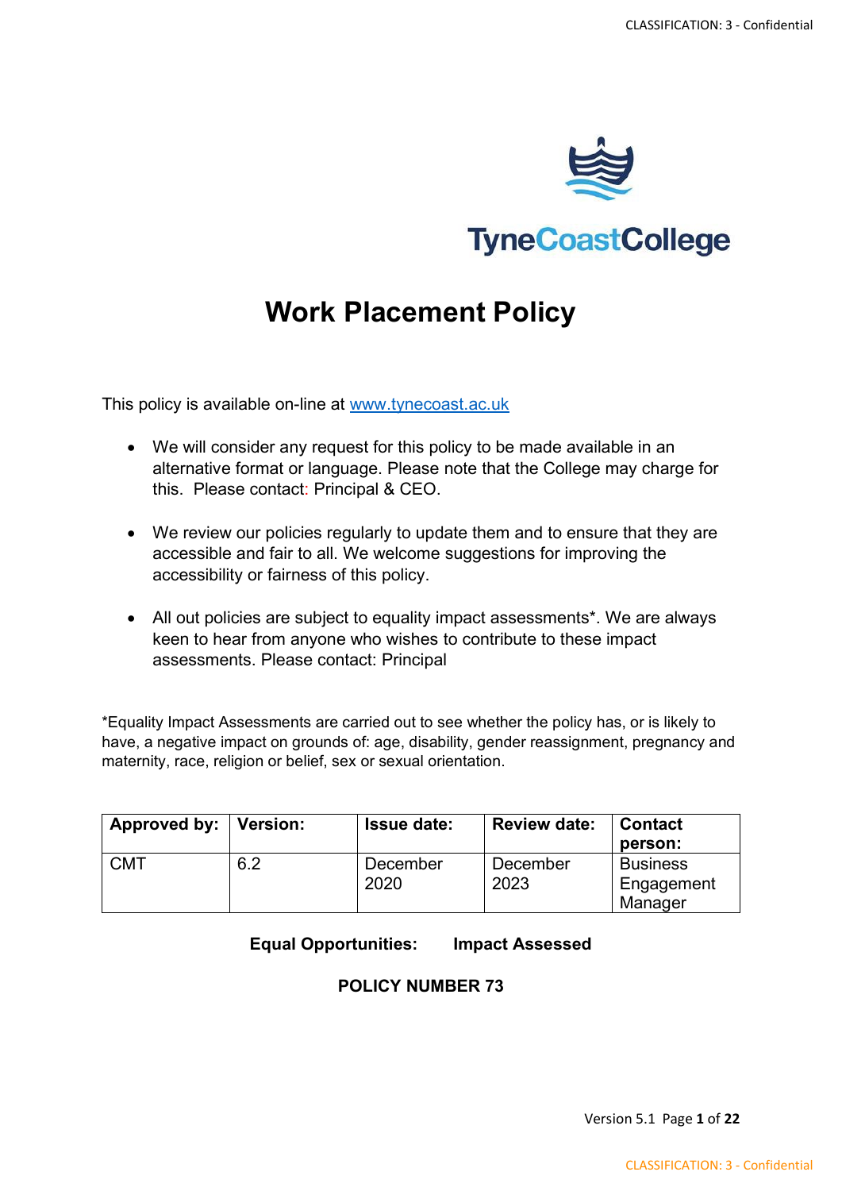TyneCoastCollege

# Work Placement Policy

This policy is available on-line at [www.tynecoast.ac.uk](http://www.tynecoast.ac.uk)

- We will consider any request for this policy to be made available in an alternative format or language. Please note that the College may charge for this. Please contact: Principal & CEO.
- We review our policies regularly to update them and to ensure that they are accessible and fair to all. We welcome suggestions for improving the accessibility or fairness of this policy.
- All out policies are subject to equality impact assessments*. We are always keen to hear from anyone who wishes to contribute to these impact assessments. Please contact: Principal

*Equality Impact Assessments are carried out to see whether the policy has, or is likely to have, a negative impact on grounds of: age, disability, gender reassignment, pregnancy and maternity, race, religion or belief, sex or sexual orientation.

| Approved by: | Version: | Issue date: | Review date: | Contact person: |
|---|---|---|---|---|
| CMT | 6.2 | December 2020 | December 2023 | Business Engagement Manager |

**Equal Opportunities: Impact Assessed**

**POLICY NUMBER 73**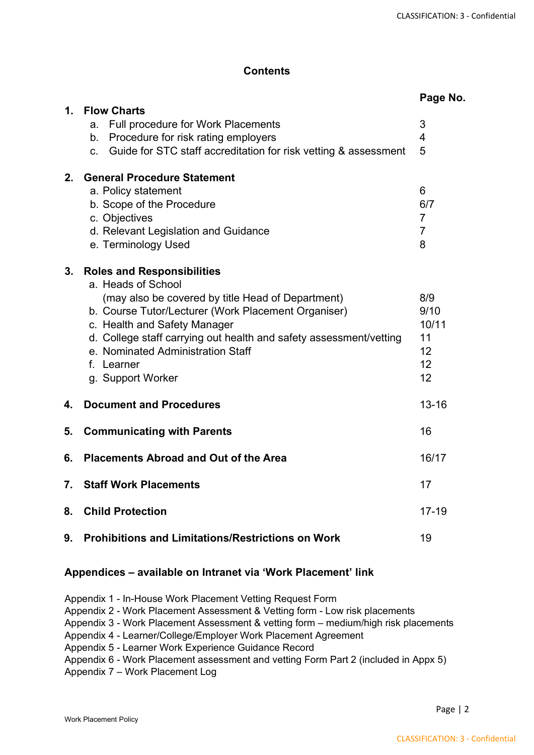# Contents

| | | Page No. |
|---|---|---|
| **1.** | **Flow Charts** | |
| | a. Full procedure for Work Placements | 3 |
| | b. Procedure for risk rating employers | 4 |
| | c. Guide for STC staff accreditation for risk vetting & assessment | 5 |
| **2.** | **General Procedure Statement** | |
| | a. Policy statement | 6 |
| | b. Scope of the Procedure | 6/7 |
| | c. Objectives | 7 |
| | d. Relevant Legislation and Guidance | 7 |
| | e. Terminology Used | 8 |
| **3.** | **Roles and Responsibilities** | |
| | a. Heads of School (may also be covered by title Head of Department) | 8/9 |
| | b. Course Tutor/Lecturer (Work Placement Organiser) | 9/10 |
| | c. Health and Safety Manager | 10/11 |
| | d. College staff carrying out health and safety assessment/vetting | 11 |
| | e. Nominated Administration Staff | 12 |
| | f. Learner | 12 |
| | g. Support Worker | 12 |
| **4.** | **Document and Procedures** | 13-16 |
| **5.** | **Communicating with Parents** | 16 |
| **6.** | **Placements Abroad and Out of the Area** | 16/17 |
| **7.** | **Staff Work Placements** | 17 |
| **8.** | **Child Protection** | 17-19 |
| **9.** | **Prohibitions and Limitations/Restrictions on Work** | 19 |

## Appendices – available on Intranet via 'Work Placement' link

Appendix 1 - In-House Work Placement Vetting Request Form
Appendix 2 - Work Placement Assessment & Vetting form - Low risk placements
Appendix 3 - Work Placement Assessment & vetting form – medium/high risk placements
Appendix 4 - Learner/College/Employer Work Placement Agreement
Appendix 5 - Learner Work Experience Guidance Record
Appendix 6 - Work Placement assessment and vetting Form Part 2 (included in Appx 5)
Appendix 7 – Work Placement Log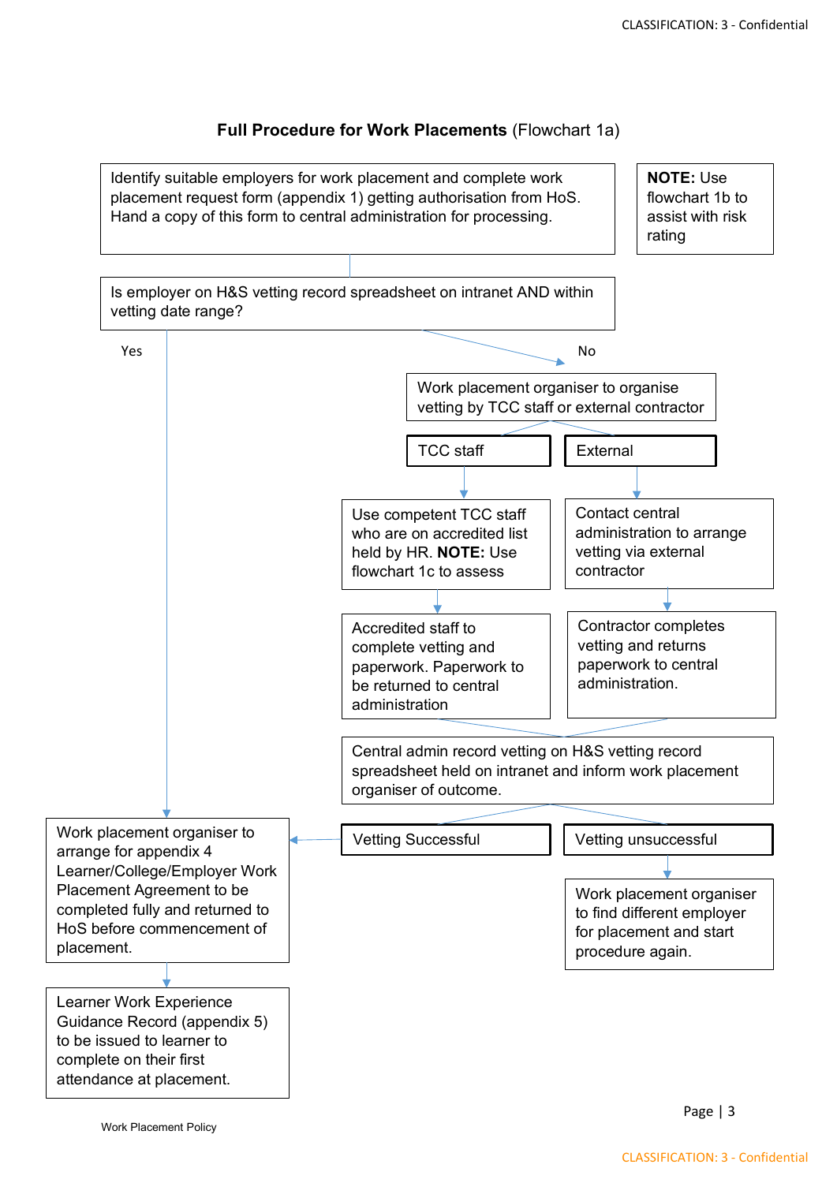**Full Procedure for Work Placements** (Flowchart 1a)

Identify suitable employers for work placement and complete work placement request form (appendix 1) getting authorisation from HoS. Hand a copy of this form to central administration for processing.

**NOTE:** Use flowchart 1b to assist with risk rating

Is employer on H&S vetting record spreadsheet on intranet AND within vetting date range?

**Yes**

- Work placement organiser to arrange for appendix 4 Learner/College/Employer Work Placement Agreement to be completed fully and returned to HoS before commencement of placement.
- Learner Work Experience Guidance Record (appendix 5) to be issued to learner to complete on their first attendance at placement.

**No**

Work placement organiser to organise vetting by TCC staff or external contractor

- **TCC staff**
  - Use competent TCC staff who are on accredited list held by HR. **NOTE:** Use flowchart 1c to assess
  - Accredited staff to complete vetting and paperwork. Paperwork to be returned to central administration
- **External**
  - Contact central administration to arrange vetting via external contractor
  - Contractor completes vetting and returns paperwork to central administration.

Central admin record vetting on H&S vetting record spreadsheet held on intranet and inform work placement organiser of outcome.

- **Vetting Successful** → Work placement organiser to arrange for appendix 4 Learner/College/Employer Work Placement Agreement to be completed fully and returned to HoS before commencement of placement.
- **Vetting unsuccessful** → Work placement organiser to find different employer for placement and start procedure again.

Work Placement Policy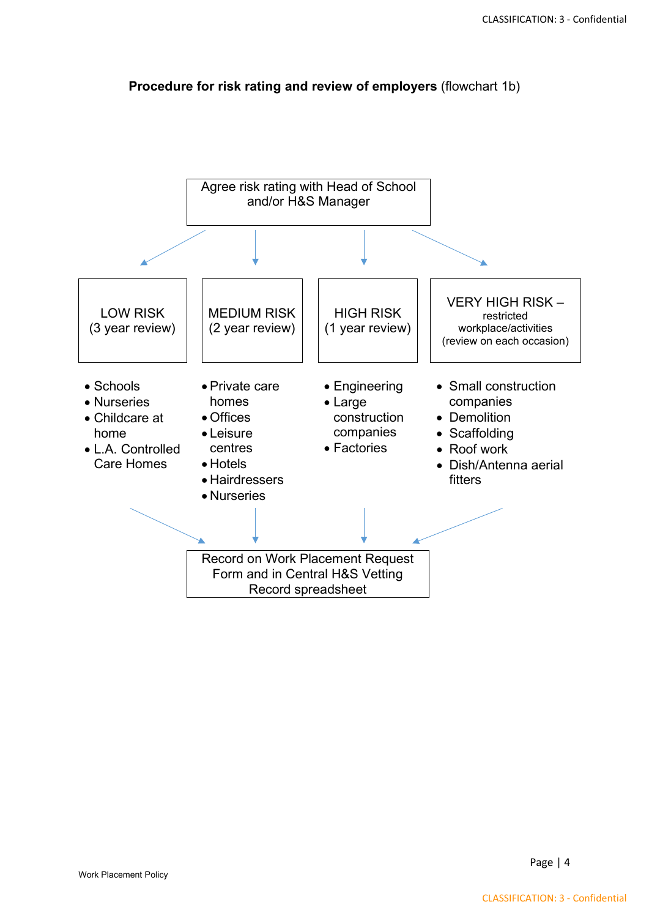**Procedure for risk rating and review of employers** (flowchart 1b)

Agree risk rating with Head of School and/or H&S Manager

| LOW RISK (3 year review) | MEDIUM RISK (2 year review) | HIGH RISK (1 year review) | VERY HIGH RISK – restricted workplace/activities (review on each occasion) |
|---|---|---|---|
| • Schools<br>• Nurseries<br>• Childcare at home<br>• L.A. Controlled Care Homes | • Private care homes<br>• Offices<br>• Leisure centres<br>• Hotels<br>• Hairdressers<br>• Nurseries | • Engineering<br>• Large construction companies<br>• Factories | • Small construction companies<br>• Demolition<br>• Scaffolding<br>• Roof work<br>• Dish/Antenna aerial fitters |

Record on Work Placement Request Form and in Central H&S Vetting Record spreadsheet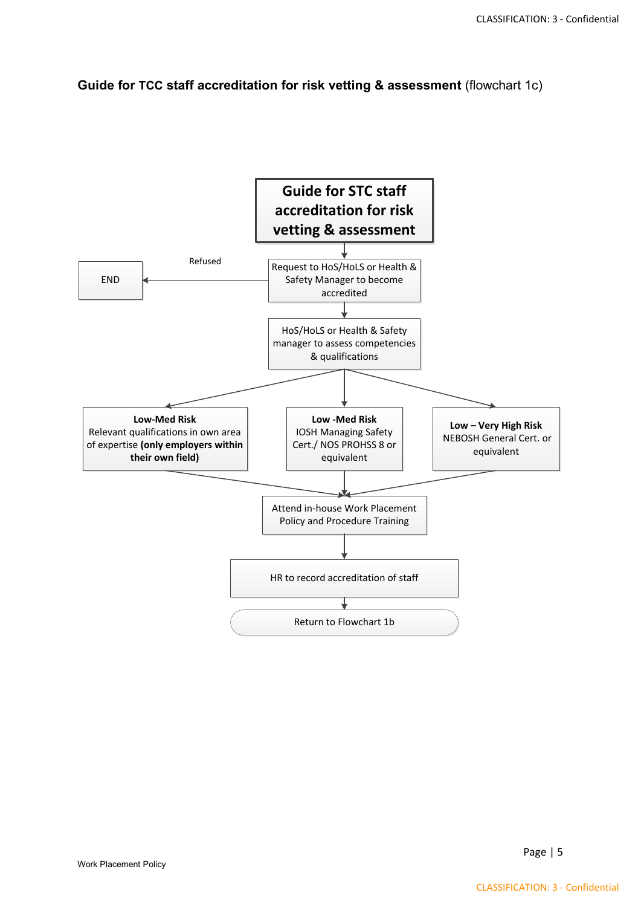**Guide for TCC staff accreditation for risk vetting & assessment** (flowchart 1c)

**Guide for STC staff accreditation for risk vetting & assessment**

Request to HoS/HoLS or Health & Safety Manager to become accredited

Refused → END

HoS/HoLS or Health & Safety manager to assess competencies & qualifications

- **Low-Med Risk**
  Relevant qualifications in own area of expertise **(only employers within their own field)**
- **Low -Med Risk**
  IOSH Managing Safety Cert./ NOS PROHSS 8 or equivalent
- **Low – Very High Risk**
  NEBOSH General Cert. or equivalent

Attend in-house Work Placement Policy and Procedure Training

HR to record accreditation of staff

Return to Flowchart 1b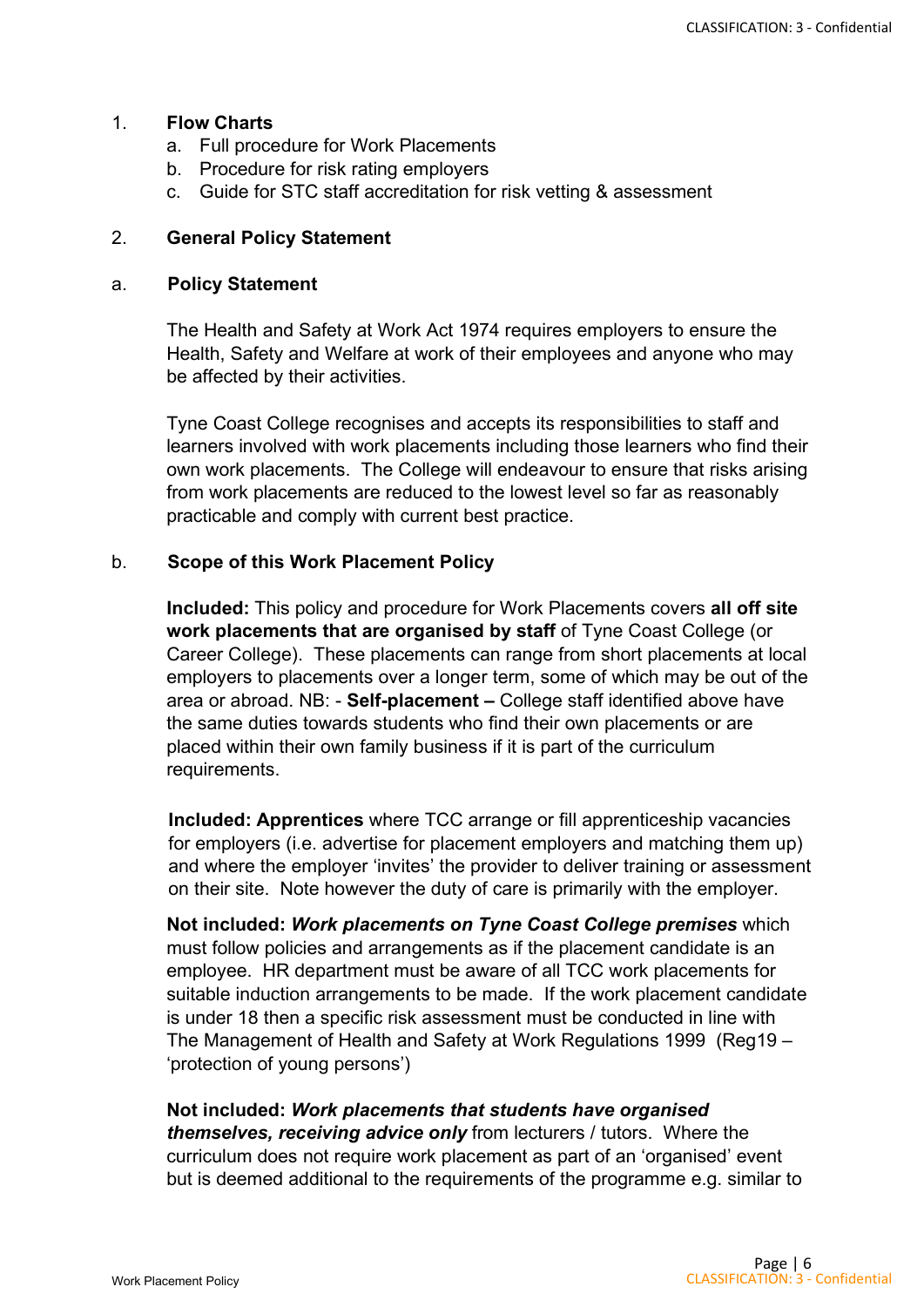1. **Flow Charts**
   a. Full procedure for Work Placements
   b. Procedure for risk rating employers
   c. Guide for STC staff accreditation for risk vetting & assessment

2. **General Policy Statement**

a. **Policy Statement**

The Health and Safety at Work Act 1974 requires employers to ensure the Health, Safety and Welfare at work of their employees and anyone who may be affected by their activities.

Tyne Coast College recognises and accepts its responsibilities to staff and learners involved with work placements including those learners who find their own work placements. The College will endeavour to ensure that risks arising from work placements are reduced to the lowest level so far as reasonably practicable and comply with current best practice.

b. **Scope of this Work Placement Policy**

**Included:** This policy and procedure for Work Placements covers **all off site work placements that are organised by staff** of Tyne Coast College (or Career College). These placements can range from short placements at local employers to placements over a longer term, some of which may be out of the area or abroad. NB: - **Self-placement –** College staff identified above have the same duties towards students who find their own placements or are placed within their own family business if it is part of the curriculum requirements.

**Included: Apprentices** where TCC arrange or fill apprenticeship vacancies for employers (i.e. advertise for placement employers and matching them up) and where the employer 'invites' the provider to deliver training or assessment on their site. Note however the duty of care is primarily with the employer.

**Not included: *Work placements on Tyne Coast College premises*** which must follow policies and arrangements as if the placement candidate is an employee. HR department must be aware of all TCC work placements for suitable induction arrangements to be made. If the work placement candidate is under 18 then a specific risk assessment must be conducted in line with The Management of Health and Safety at Work Regulations 1999 (Reg19 – 'protection of young persons')

**Not included: *Work placements that students have organised themselves, receiving advice only*** from lecturers / tutors. Where the curriculum does not require work placement as part of an 'organised' event but is deemed additional to the requirements of the programme e.g. similar to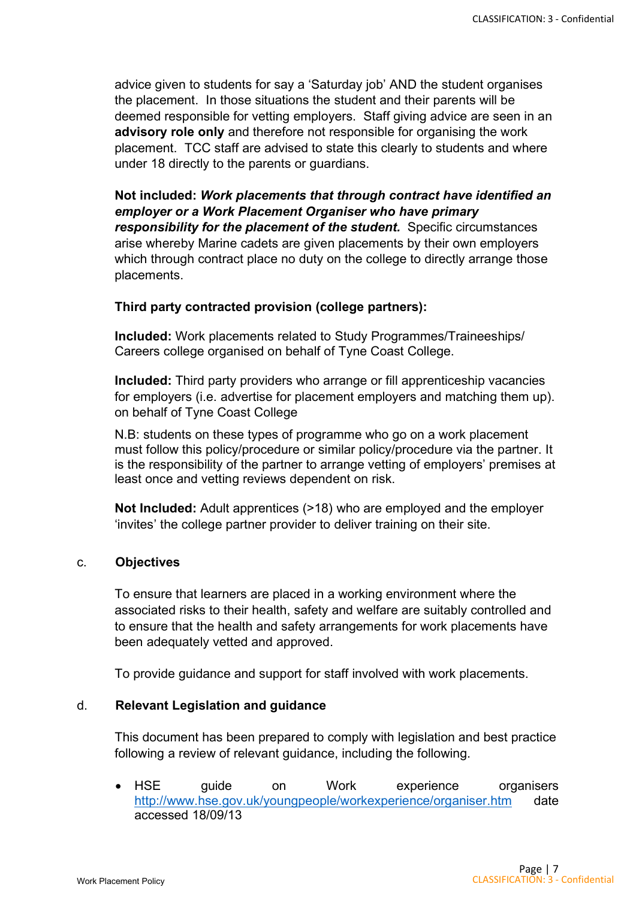advice given to students for say a 'Saturday job' AND the student organises the placement. In those situations the student and their parents will be deemed responsible for vetting employers. Staff giving advice are seen in an **advisory role only** and therefore not responsible for organising the work placement. TCC staff are advised to state this clearly to students and where under 18 directly to the parents or guardians.

**Not included: *Work placements that through contract have identified an employer or a Work Placement Organiser who have primary responsibility for the placement of the student.*** Specific circumstances arise whereby Marine cadets are given placements by their own employers which through contract place no duty on the college to directly arrange those placements.

**Third party contracted provision (college partners):**

**Included:** Work placements related to Study Programmes/Traineeships/ Careers college organised on behalf of Tyne Coast College.

**Included:** Third party providers who arrange or fill apprenticeship vacancies for employers (i.e. advertise for placement employers and matching them up). on behalf of Tyne Coast College

N.B: students on these types of programme who go on a work placement must follow this policy/procedure or similar policy/procedure via the partner. It is the responsibility of the partner to arrange vetting of employers' premises at least once and vetting reviews dependent on risk.

**Not Included:** Adult apprentices (>18) who are employed and the employer 'invites' the college partner provider to deliver training on their site.

### c. Objectives

To ensure that learners are placed in a working environment where the associated risks to their health, safety and welfare are suitably controlled and to ensure that the health and safety arrangements for work placements have been adequately vetted and approved.

To provide guidance and support for staff involved with work placements.

### d. Relevant Legislation and guidance

This document has been prepared to comply with legislation and best practice following a review of relevant guidance, including the following.

- HSE guide on Work experience organisers http://www.hse.gov.uk/youngpeople/workexperience/organiser.htm date accessed 18/09/13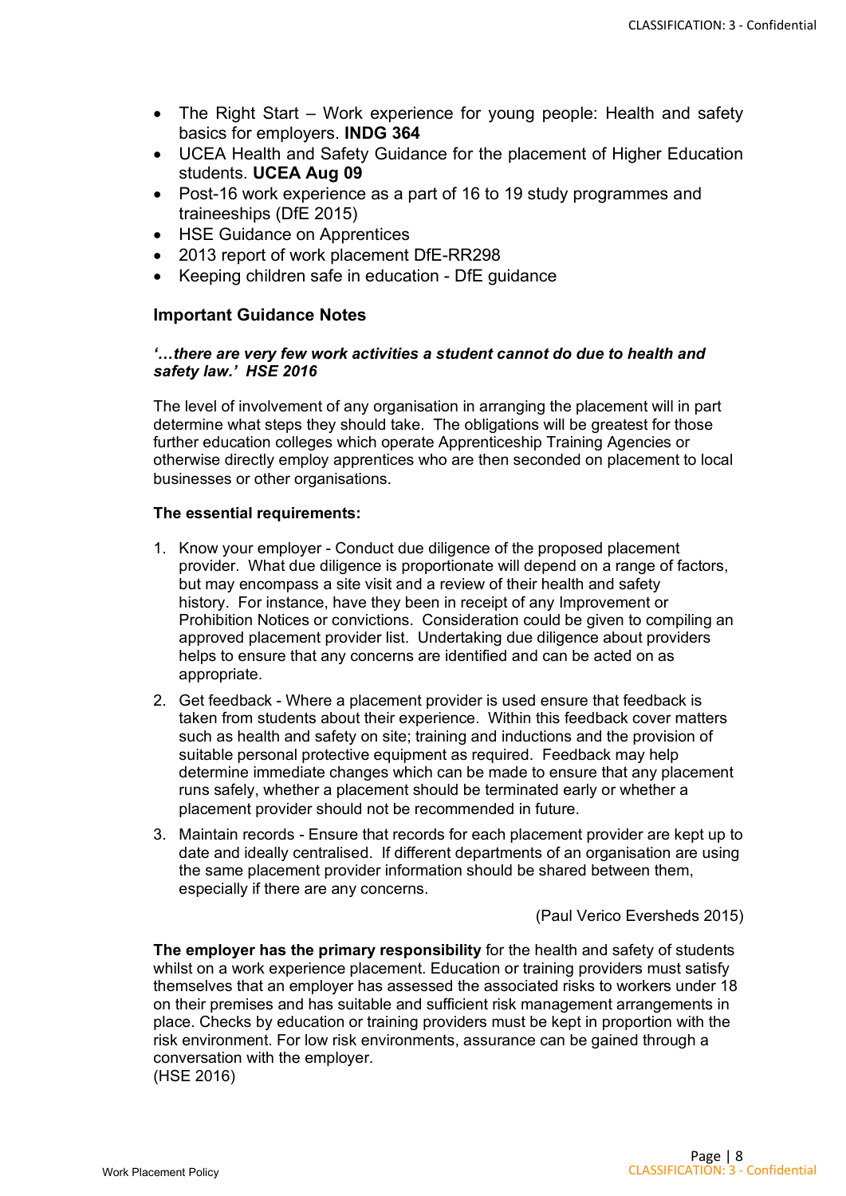- The Right Start – Work experience for young people: Health and safety basics for employers. **INDG 364**
- UCEA Health and Safety Guidance for the placement of Higher Education students. **UCEA Aug 09**
- Post-16 work experience as a part of 16 to 19 study programmes and traineeships (DfE 2015)
- HSE Guidance on Apprentices
- 2013 report of work placement DfE-RR298
- Keeping children safe in education - DfE guidance

## Important Guidance Notes

***'…there are very few work activities a student cannot do due to health and safety law.' HSE 2016***

The level of involvement of any organisation in arranging the placement will in part determine what steps they should take. The obligations will be greatest for those further education colleges which operate Apprenticeship Training Agencies or otherwise directly employ apprentices who are then seconded on placement to local businesses or other organisations.

**The essential requirements:**

1. Know your employer - Conduct due diligence of the proposed placement provider. What due diligence is proportionate will depend on a range of factors, but may encompass a site visit and a review of their health and safety history. For instance, have they been in receipt of any Improvement or Prohibition Notices or convictions. Consideration could be given to compiling an approved placement provider list. Undertaking due diligence about providers helps to ensure that any concerns are identified and can be acted on as appropriate.
2. Get feedback - Where a placement provider is used ensure that feedback is taken from students about their experience. Within this feedback cover matters such as health and safety on site; training and inductions and the provision of suitable personal protective equipment as required. Feedback may help determine immediate changes which can be made to ensure that any placement runs safely, whether a placement should be terminated early or whether a placement provider should not be recommended in future.
3. Maintain records - Ensure that records for each placement provider are kept up to date and ideally centralised. If different departments of an organisation are using the same placement provider information should be shared between them, especially if there are any concerns.

(Paul Verico Eversheds 2015)

**The employer has the primary responsibility** for the health and safety of students whilst on a work experience placement. Education or training providers must satisfy themselves that an employer has assessed the associated risks to workers under 18 on their premises and has suitable and sufficient risk management arrangements in place. Checks by education or training providers must be kept in proportion with the risk environment. For low risk environments, assurance can be gained through a conversation with the employer.
(HSE 2016)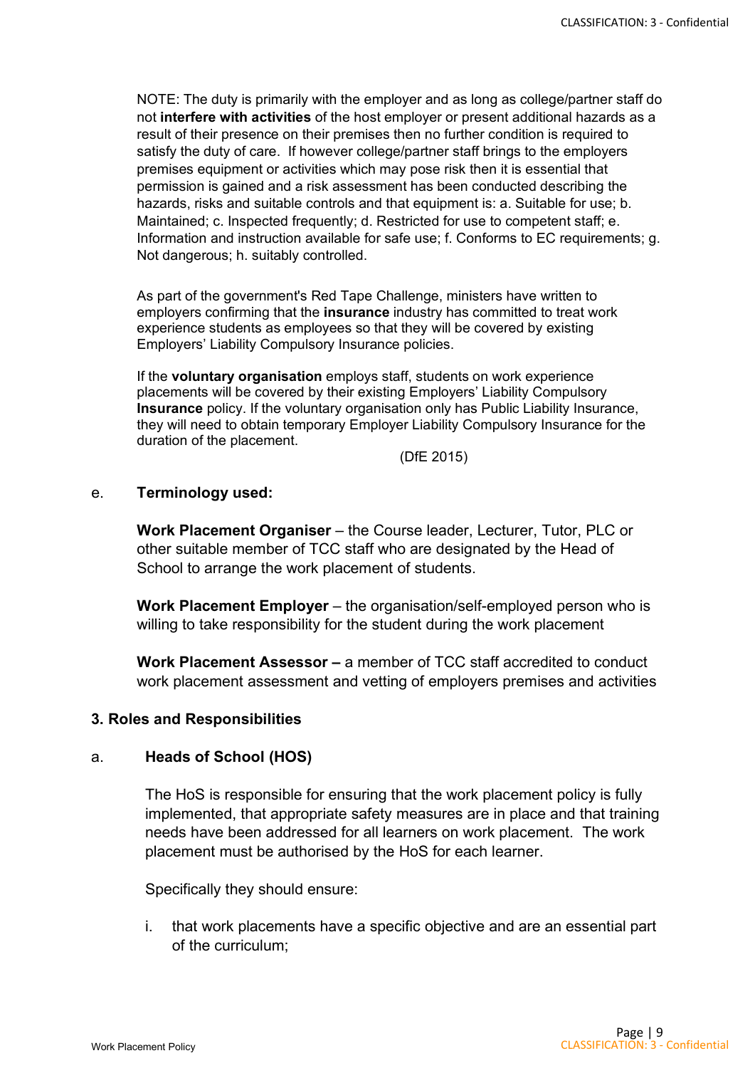NOTE: The duty is primarily with the employer and as long as college/partner staff do not **interfere with activities** of the host employer or present additional hazards as a result of their presence on their premises then no further condition is required to satisfy the duty of care. If however college/partner staff brings to the employers premises equipment or activities which may pose risk then it is essential that permission is gained and a risk assessment has been conducted describing the hazards, risks and suitable controls and that equipment is: a. Suitable for use; b. Maintained; c. Inspected frequently; d. Restricted for use to competent staff; e. Information and instruction available for safe use; f. Conforms to EC requirements; g. Not dangerous; h. suitably controlled.

As part of the government's Red Tape Challenge, ministers have written to employers confirming that the **insurance** industry has committed to treat work experience students as employees so that they will be covered by existing Employers' Liability Compulsory Insurance policies.

If the **voluntary organisation** employs staff, students on work experience placements will be covered by their existing Employers' Liability Compulsory **Insurance** policy. If the voluntary organisation only has Public Liability Insurance, they will need to obtain temporary Employer Liability Compulsory Insurance for the duration of the placement.

(DfE 2015)

e. **Terminology used:**

**Work Placement Organiser** – the Course leader, Lecturer, Tutor, PLC or other suitable member of TCC staff who are designated by the Head of School to arrange the work placement of students.

**Work Placement Employer** – the organisation/self-employed person who is willing to take responsibility for the student during the work placement

**Work Placement Assessor –** a member of TCC staff accredited to conduct work placement assessment and vetting of employers premises and activities

## 3. Roles and Responsibilities

### a. Heads of School (HOS)

The HoS is responsible for ensuring that the work placement policy is fully implemented, that appropriate safety measures are in place and that training needs have been addressed for all learners on work placement. The work placement must be authorised by the HoS for each learner.

Specifically they should ensure:

i. that work placements have a specific objective and are an essential part of the curriculum;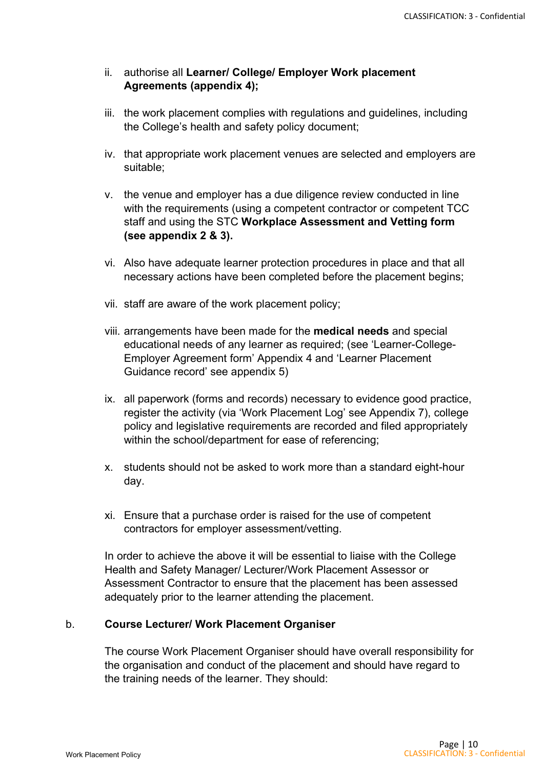ii. authorise all **Learner/ College/ Employer Work placement Agreements (appendix 4);**

iii. the work placement complies with regulations and guidelines, including the College's health and safety policy document;

iv. that appropriate work placement venues are selected and employers are suitable;

v. the venue and employer has a due diligence review conducted in line with the requirements (using a competent contractor or competent TCC staff and using the STC **Workplace Assessment and Vetting form (see appendix 2 & 3).**

vi. Also have adequate learner protection procedures in place and that all necessary actions have been completed before the placement begins;

vii. staff are aware of the work placement policy;

viii. arrangements have been made for the **medical needs** and special educational needs of any learner as required; (see 'Learner-College-Employer Agreement form' Appendix 4 and 'Learner Placement Guidance record' see appendix 5)

ix. all paperwork (forms and records) necessary to evidence good practice, register the activity (via 'Work Placement Log' see Appendix 7), college policy and legislative requirements are recorded and filed appropriately within the school/department for ease of referencing;

x. students should not be asked to work more than a standard eight-hour day.

xi. Ensure that a purchase order is raised for the use of competent contractors for employer assessment/vetting.

In order to achieve the above it will be essential to liaise with the College Health and Safety Manager/ Lecturer/Work Placement Assessor or Assessment Contractor to ensure that the placement has been assessed adequately prior to the learner attending the placement.

b. **Course Lecturer/ Work Placement Organiser**

The course Work Placement Organiser should have overall responsibility for the organisation and conduct of the placement and should have regard to the training needs of the learner. They should: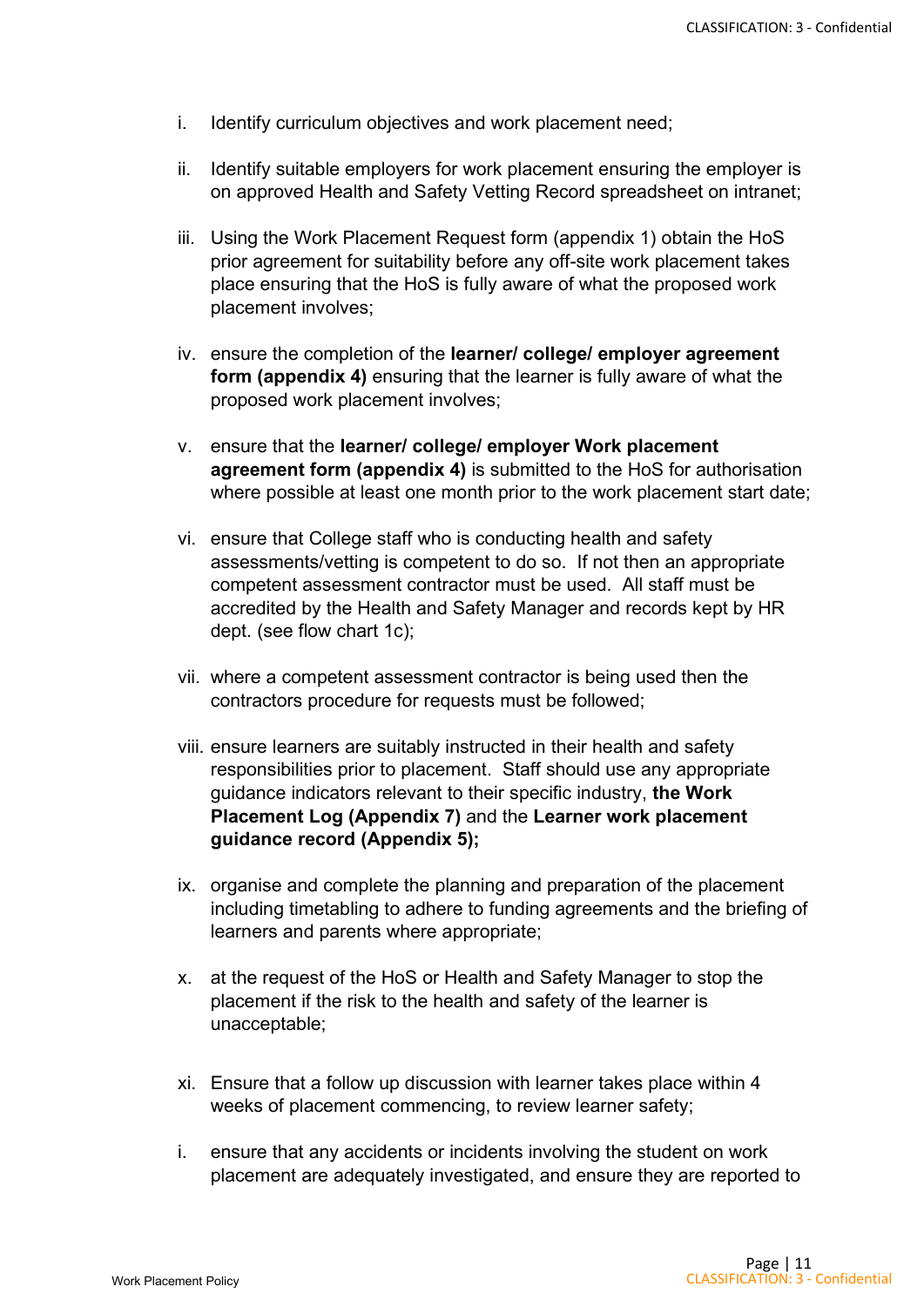i. Identify curriculum objectives and work placement need;

ii. Identify suitable employers for work placement ensuring the employer is on approved Health and Safety Vetting Record spreadsheet on intranet;

iii. Using the Work Placement Request form (appendix 1) obtain the HoS prior agreement for suitability before any off-site work placement takes place ensuring that the HoS is fully aware of what the proposed work placement involves;

iv. ensure the completion of the **learner/ college/ employer agreement form (appendix 4)** ensuring that the learner is fully aware of what the proposed work placement involves;

v. ensure that the **learner/ college/ employer Work placement agreement form (appendix 4)** is submitted to the HoS for authorisation where possible at least one month prior to the work placement start date;

vi. ensure that College staff who is conducting health and safety assessments/vetting is competent to do so. If not then an appropriate competent assessment contractor must be used. All staff must be accredited by the Health and Safety Manager and records kept by HR dept. (see flow chart 1c);

vii. where a competent assessment contractor is being used then the contractors procedure for requests must be followed;

viii. ensure learners are suitably instructed in their health and safety responsibilities prior to placement. Staff should use any appropriate guidance indicators relevant to their specific industry, **the Work Placement Log (Appendix 7)** and the **Learner work placement guidance record (Appendix 5);**

ix. organise and complete the planning and preparation of the placement including timetabling to adhere to funding agreements and the briefing of learners and parents where appropriate;

x. at the request of the HoS or Health and Safety Manager to stop the placement if the risk to the health and safety of the learner is unacceptable;

xi. Ensure that a follow up discussion with learner takes place within 4 weeks of placement commencing, to review learner safety;

i. ensure that any accidents or incidents involving the student on work placement are adequately investigated, and ensure they are reported to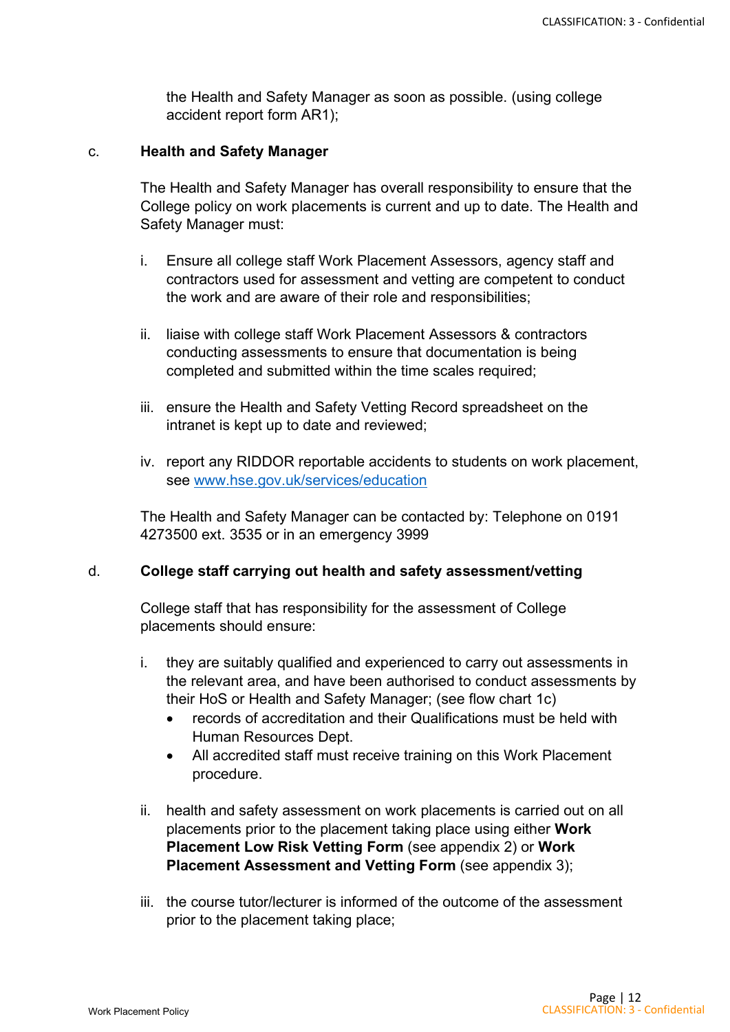the Health and Safety Manager as soon as possible. (using college accident report form AR1);

c. **Health and Safety Manager**

The Health and Safety Manager has overall responsibility to ensure that the College policy on work placements is current and up to date. The Health and Safety Manager must:

i. Ensure all college staff Work Placement Assessors, agency staff and contractors used for assessment and vetting are competent to conduct the work and are aware of their role and responsibilities;

ii. liaise with college staff Work Placement Assessors & contractors conducting assessments to ensure that documentation is being completed and submitted within the time scales required;

iii. ensure the Health and Safety Vetting Record spreadsheet on the intranet is kept up to date and reviewed;

iv. report any RIDDOR reportable accidents to students on work placement, see [www.hse.gov.uk/services/education](http://www.hse.gov.uk/services/education)

The Health and Safety Manager can be contacted by: Telephone on 0191 4273500 ext. 3535 or in an emergency 3999

d. **College staff carrying out health and safety assessment/vetting**

College staff that has responsibility for the assessment of College placements should ensure:

i. they are suitably qualified and experienced to carry out assessments in the relevant area, and have been authorised to conduct assessments by their HoS or Health and Safety Manager; (see flow chart 1c)
   - records of accreditation and their Qualifications must be held with Human Resources Dept.
   - All accredited staff must receive training on this Work Placement procedure.

ii. health and safety assessment on work placements is carried out on all placements prior to the placement taking place using either **Work Placement Low Risk Vetting Form** (see appendix 2) or **Work Placement Assessment and Vetting Form** (see appendix 3);

iii. the course tutor/lecturer is informed of the outcome of the assessment prior to the placement taking place;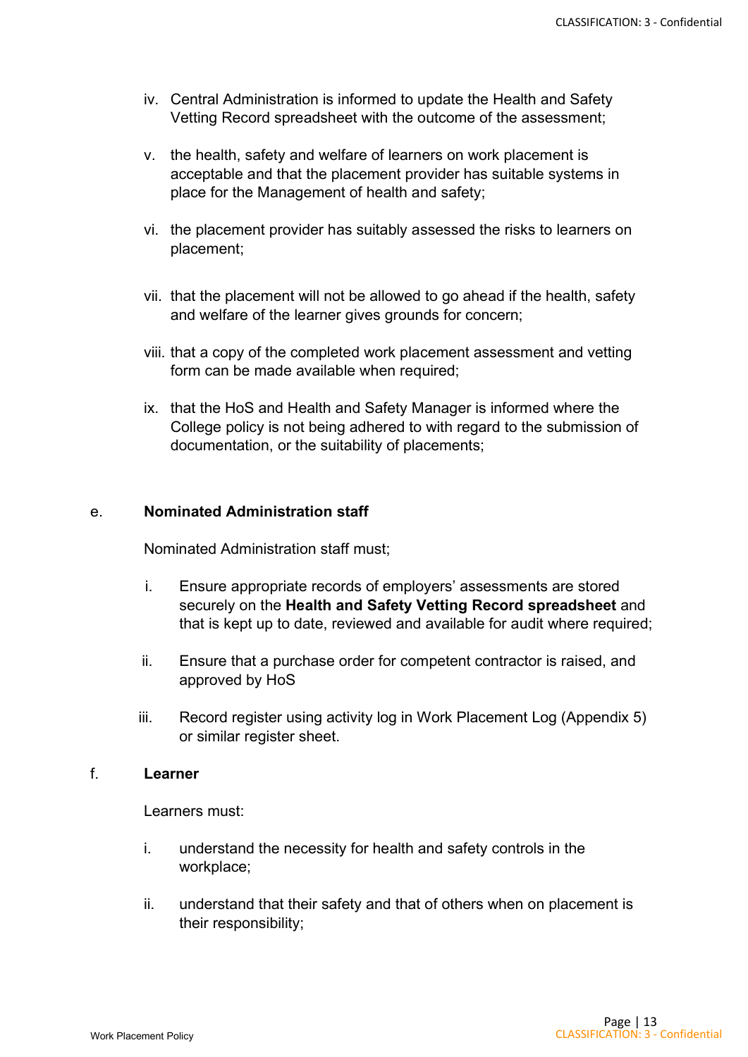iv. Central Administration is informed to update the Health and Safety Vetting Record spreadsheet with the outcome of the assessment;

v. the health, safety and welfare of learners on work placement is acceptable and that the placement provider has suitable systems in place for the Management of health and safety;

vi. the placement provider has suitably assessed the risks to learners on placement;

vii. that the placement will not be allowed to go ahead if the health, safety and welfare of the learner gives grounds for concern;

viii. that a copy of the completed work placement assessment and vetting form can be made available when required;

ix. that the HoS and Health and Safety Manager is informed where the College policy is not being adhered to with regard to the submission of documentation, or the suitability of placements;

e. **Nominated Administration staff**

Nominated Administration staff must;

i. Ensure appropriate records of employers' assessments are stored securely on the **Health and Safety Vetting Record spreadsheet** and that is kept up to date, reviewed and available for audit where required;

ii. Ensure that a purchase order for competent contractor is raised, and approved by HoS

iii. Record register using activity log in Work Placement Log (Appendix 5) or similar register sheet.

f. **Learner**

Learners must:

i. understand the necessity for health and safety controls in the workplace;

ii. understand that their safety and that of others when on placement is their responsibility;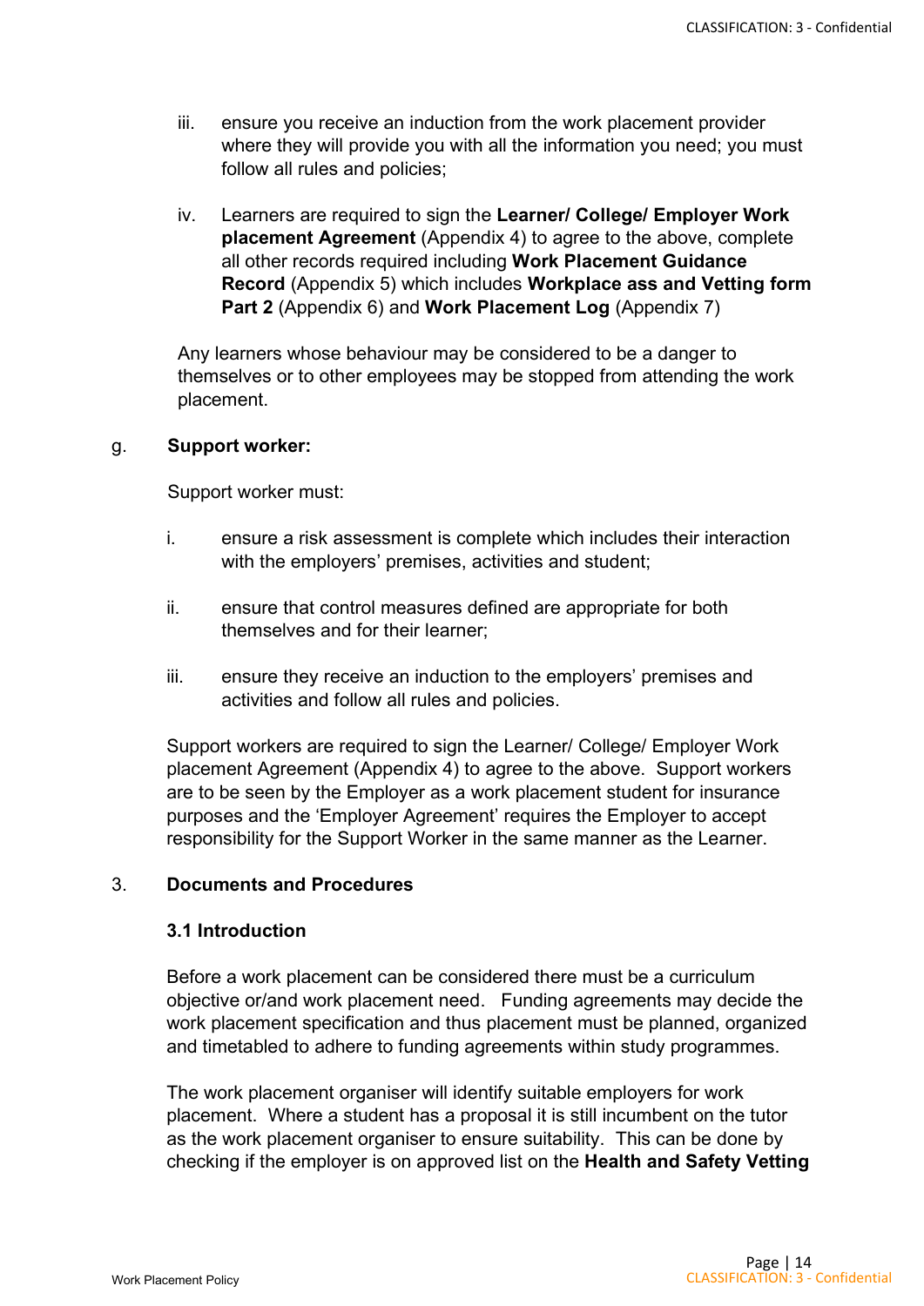iii. ensure you receive an induction from the work placement provider where they will provide you with all the information you need; you must follow all rules and policies;

iv. Learners are required to sign the **Learner/ College/ Employer Work placement Agreement** (Appendix 4) to agree to the above, complete all other records required including **Work Placement Guidance Record** (Appendix 5) which includes **Workplace ass and Vetting form Part 2** (Appendix 6) and **Work Placement Log** (Appendix 7)

Any learners whose behaviour may be considered to be a danger to themselves or to other employees may be stopped from attending the work placement.

g. **Support worker:**

Support worker must:

i. ensure a risk assessment is complete which includes their interaction with the employers' premises, activities and student;

ii. ensure that control measures defined are appropriate for both themselves and for their learner;

iii. ensure they receive an induction to the employers' premises and activities and follow all rules and policies.

Support workers are required to sign the Learner/ College/ Employer Work placement Agreement (Appendix 4) to agree to the above. Support workers are to be seen by the Employer as a work placement student for insurance purposes and the 'Employer Agreement' requires the Employer to accept responsibility for the Support Worker in the same manner as the Learner.

## 3. Documents and Procedures

### 3.1 Introduction

Before a work placement can be considered there must be a curriculum objective or/and work placement need. Funding agreements may decide the work placement specification and thus placement must be planned, organized and timetabled to adhere to funding agreements within study programmes.

The work placement organiser will identify suitable employers for work placement. Where a student has a proposal it is still incumbent on the tutor as the work placement organiser to ensure suitability. This can be done by checking if the employer is on approved list on the **Health and Safety Vetting**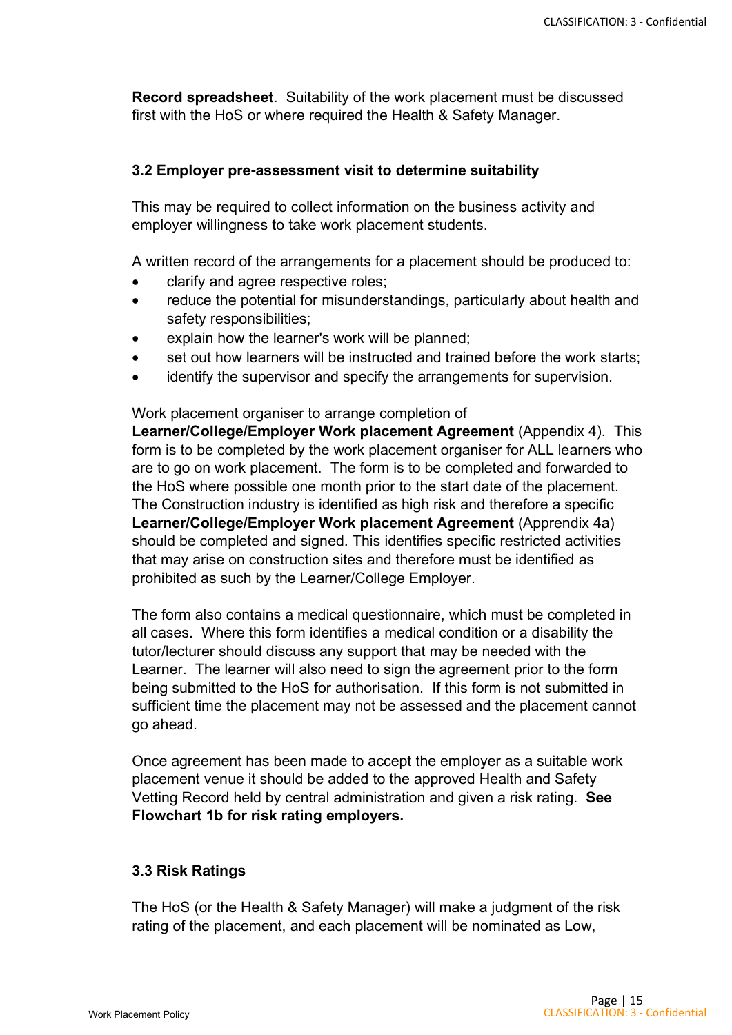**Record spreadsheet**. Suitability of the work placement must be discussed first with the HoS or where required the Health & Safety Manager.

### 3.2 Employer pre-assessment visit to determine suitability

This may be required to collect information on the business activity and employer willingness to take work placement students.

A written record of the arrangements for a placement should be produced to:

- clarify and agree respective roles;
- reduce the potential for misunderstandings, particularly about health and safety responsibilities;
- explain how the learner's work will be planned;
- set out how learners will be instructed and trained before the work starts;
- identify the supervisor and specify the arrangements for supervision.

Work placement organiser to arrange completion of **Learner/College/Employer Work placement Agreement** (Appendix 4). This form is to be completed by the work placement organiser for ALL learners who are to go on work placement. The form is to be completed and forwarded to the HoS where possible one month prior to the start date of the placement. The Construction industry is identified as high risk and therefore a specific **Learner/College/Employer Work placement Agreement** (Apprendix 4a) should be completed and signed. This identifies specific restricted activities that may arise on construction sites and therefore must be identified as prohibited as such by the Learner/College Employer.

The form also contains a medical questionnaire, which must be completed in all cases. Where this form identifies a medical condition or a disability the tutor/lecturer should discuss any support that may be needed with the Learner. The learner will also need to sign the agreement prior to the form being submitted to the HoS for authorisation. If this form is not submitted in sufficient time the placement may not be assessed and the placement cannot go ahead.

Once agreement has been made to accept the employer as a suitable work placement venue it should be added to the approved Health and Safety Vetting Record held by central administration and given a risk rating. **See Flowchart 1b for risk rating employers.**

### 3.3 Risk Ratings

The HoS (or the Health & Safety Manager) will make a judgment of the risk rating of the placement, and each placement will be nominated as Low,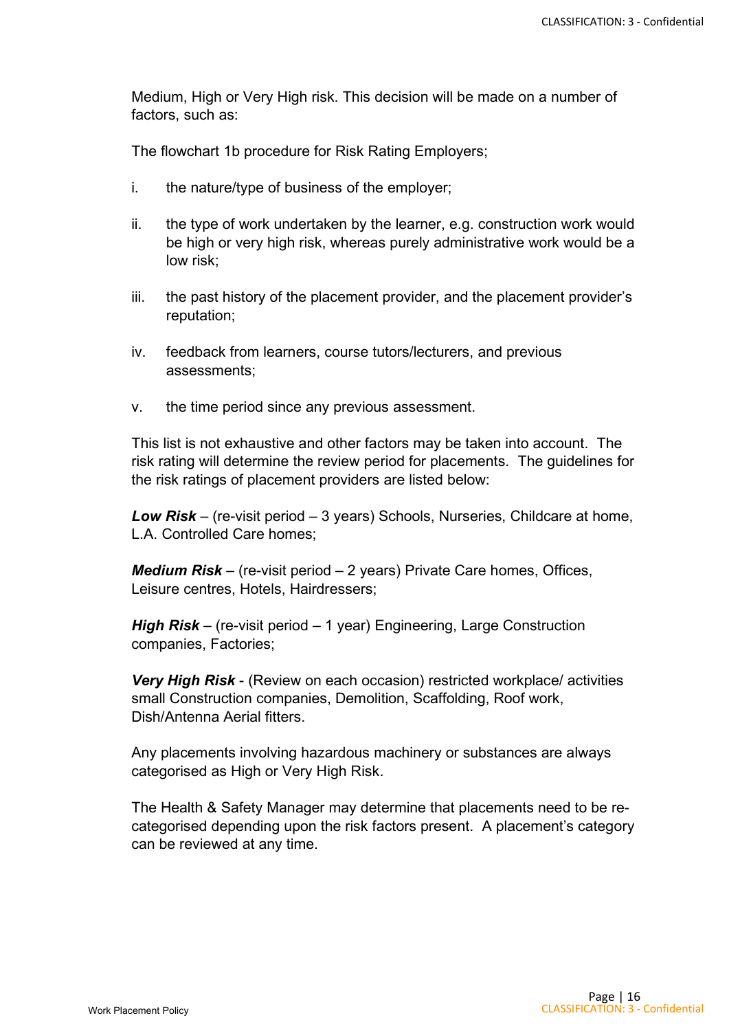Medium, High or Very High risk. This decision will be made on a number of factors, such as:

The flowchart 1b procedure for Risk Rating Employers;

i. the nature/type of business of the employer;

ii. the type of work undertaken by the learner, e.g. construction work would be high or very high risk, whereas purely administrative work would be a low risk;

iii. the past history of the placement provider, and the placement provider's reputation;

iv. feedback from learners, course tutors/lecturers, and previous assessments;

v. the time period since any previous assessment.

This list is not exhaustive and other factors may be taken into account. The risk rating will determine the review period for placements. The guidelines for the risk ratings of placement providers are listed below:

***Low Risk*** – (re-visit period – 3 years) Schools, Nurseries, Childcare at home, L.A. Controlled Care homes;

***Medium Risk*** – (re-visit period – 2 years) Private Care homes, Offices, Leisure centres, Hotels, Hairdressers;

***High Risk*** – (re-visit period – 1 year) Engineering, Large Construction companies, Factories;

***Very High Risk*** - (Review on each occasion) restricted workplace/ activities small Construction companies, Demolition, Scaffolding, Roof work, Dish/Antenna Aerial fitters.

Any placements involving hazardous machinery or substances are always categorised as High or Very High Risk.

The Health & Safety Manager may determine that placements need to be re-categorised depending upon the risk factors present. A placement's category can be reviewed at any time.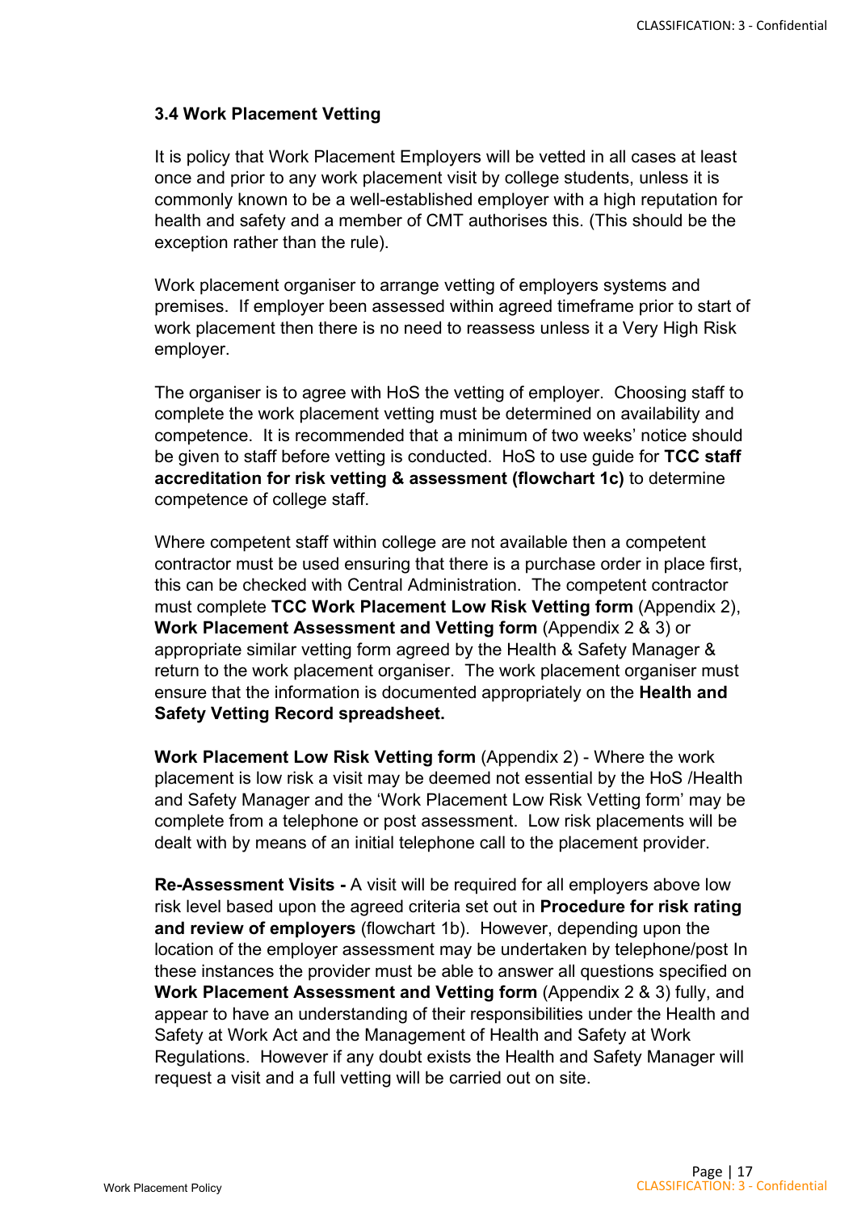### 3.4 Work Placement Vetting

It is policy that Work Placement Employers will be vetted in all cases at least once and prior to any work placement visit by college students, unless it is commonly known to be a well-established employer with a high reputation for health and safety and a member of CMT authorises this. (This should be the exception rather than the rule).

Work placement organiser to arrange vetting of employers systems and premises. If employer been assessed within agreed timeframe prior to start of work placement then there is no need to reassess unless it a Very High Risk employer.

The organiser is to agree with HoS the vetting of employer. Choosing staff to complete the work placement vetting must be determined on availability and competence. It is recommended that a minimum of two weeks' notice should be given to staff before vetting is conducted. HoS to use guide for **TCC staff accreditation for risk vetting & assessment (flowchart 1c)** to determine competence of college staff.

Where competent staff within college are not available then a competent contractor must be used ensuring that there is a purchase order in place first, this can be checked with Central Administration. The competent contractor must complete **TCC Work Placement Low Risk Vetting form** (Appendix 2), **Work Placement Assessment and Vetting form** (Appendix 2 & 3) or appropriate similar vetting form agreed by the Health & Safety Manager & return to the work placement organiser. The work placement organiser must ensure that the information is documented appropriately on the **Health and Safety Vetting Record spreadsheet.**

**Work Placement Low Risk Vetting form** (Appendix 2) - Where the work placement is low risk a visit may be deemed not essential by the HoS /Health and Safety Manager and the 'Work Placement Low Risk Vetting form' may be complete from a telephone or post assessment. Low risk placements will be dealt with by means of an initial telephone call to the placement provider.

**Re-Assessment Visits -** A visit will be required for all employers above low risk level based upon the agreed criteria set out in **Procedure for risk rating and review of employers** (flowchart 1b). However, depending upon the location of the employer assessment may be undertaken by telephone/post In these instances the provider must be able to answer all questions specified on **Work Placement Assessment and Vetting form** (Appendix 2 & 3) fully, and appear to have an understanding of their responsibilities under the Health and Safety at Work Act and the Management of Health and Safety at Work Regulations. However if any doubt exists the Health and Safety Manager will request a visit and a full vetting will be carried out on site.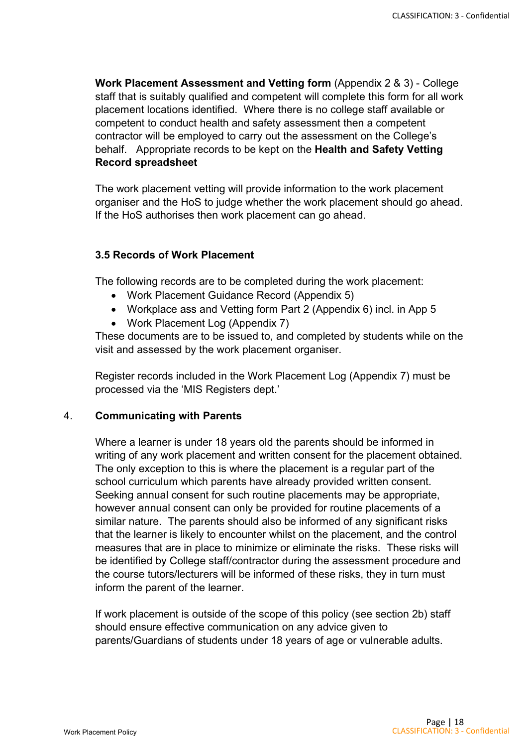**Work Placement Assessment and Vetting form** (Appendix 2 & 3) - College staff that is suitably qualified and competent will complete this form for all work placement locations identified. Where there is no college staff available or competent to conduct health and safety assessment then a competent contractor will be employed to carry out the assessment on the College's behalf. Appropriate records to be kept on the **Health and Safety Vetting Record spreadsheet**

The work placement vetting will provide information to the work placement organiser and the HoS to judge whether the work placement should go ahead. If the HoS authorises then work placement can go ahead.

### 3.5 Records of Work Placement

The following records are to be completed during the work placement:

- Work Placement Guidance Record (Appendix 5)
- Workplace ass and Vetting form Part 2 (Appendix 6) incl. in App 5
- Work Placement Log (Appendix 7)

These documents are to be issued to, and completed by students while on the visit and assessed by the work placement organiser.

Register records included in the Work Placement Log (Appendix 7) must be processed via the 'MIS Registers dept.'

## 4. Communicating with Parents

Where a learner is under 18 years old the parents should be informed in writing of any work placement and written consent for the placement obtained. The only exception to this is where the placement is a regular part of the school curriculum which parents have already provided written consent. Seeking annual consent for such routine placements may be appropriate, however annual consent can only be provided for routine placements of a similar nature. The parents should also be informed of any significant risks that the learner is likely to encounter whilst on the placement, and the control measures that are in place to minimize or eliminate the risks. These risks will be identified by College staff/contractor during the assessment procedure and the course tutors/lecturers will be informed of these risks, they in turn must inform the parent of the learner.

If work placement is outside of the scope of this policy (see section 2b) staff should ensure effective communication on any advice given to parents/Guardians of students under 18 years of age or vulnerable adults.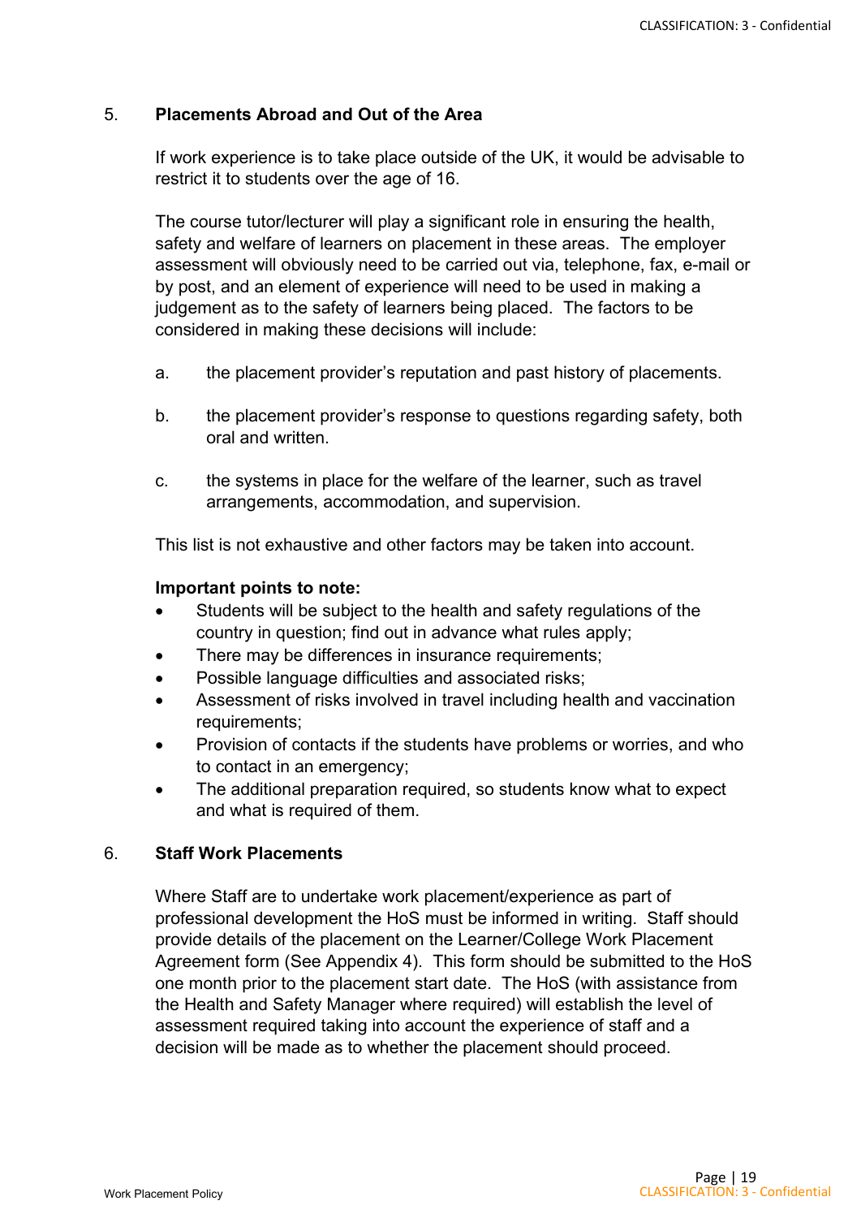## 5. Placements Abroad and Out of the Area

If work experience is to take place outside of the UK, it would be advisable to restrict it to students over the age of 16.

The course tutor/lecturer will play a significant role in ensuring the health, safety and welfare of learners on placement in these areas. The employer assessment will obviously need to be carried out via, telephone, fax, e-mail or by post, and an element of experience will need to be used in making a judgement as to the safety of learners being placed. The factors to be considered in making these decisions will include:

a. the placement provider's reputation and past history of placements.

b. the placement provider's response to questions regarding safety, both oral and written.

c. the systems in place for the welfare of the learner, such as travel arrangements, accommodation, and supervision.

This list is not exhaustive and other factors may be taken into account.

**Important points to note:**

- Students will be subject to the health and safety regulations of the country in question; find out in advance what rules apply;
- There may be differences in insurance requirements;
- Possible language difficulties and associated risks;
- Assessment of risks involved in travel including health and vaccination requirements;
- Provision of contacts if the students have problems or worries, and who to contact in an emergency;
- The additional preparation required, so students know what to expect and what is required of them.

## 6. Staff Work Placements

Where Staff are to undertake work placement/experience as part of professional development the HoS must be informed in writing. Staff should provide details of the placement on the Learner/College Work Placement Agreement form (See Appendix 4). This form should be submitted to the HoS one month prior to the placement start date. The HoS (with assistance from the Health and Safety Manager where required) will establish the level of assessment required taking into account the experience of staff and a decision will be made as to whether the placement should proceed.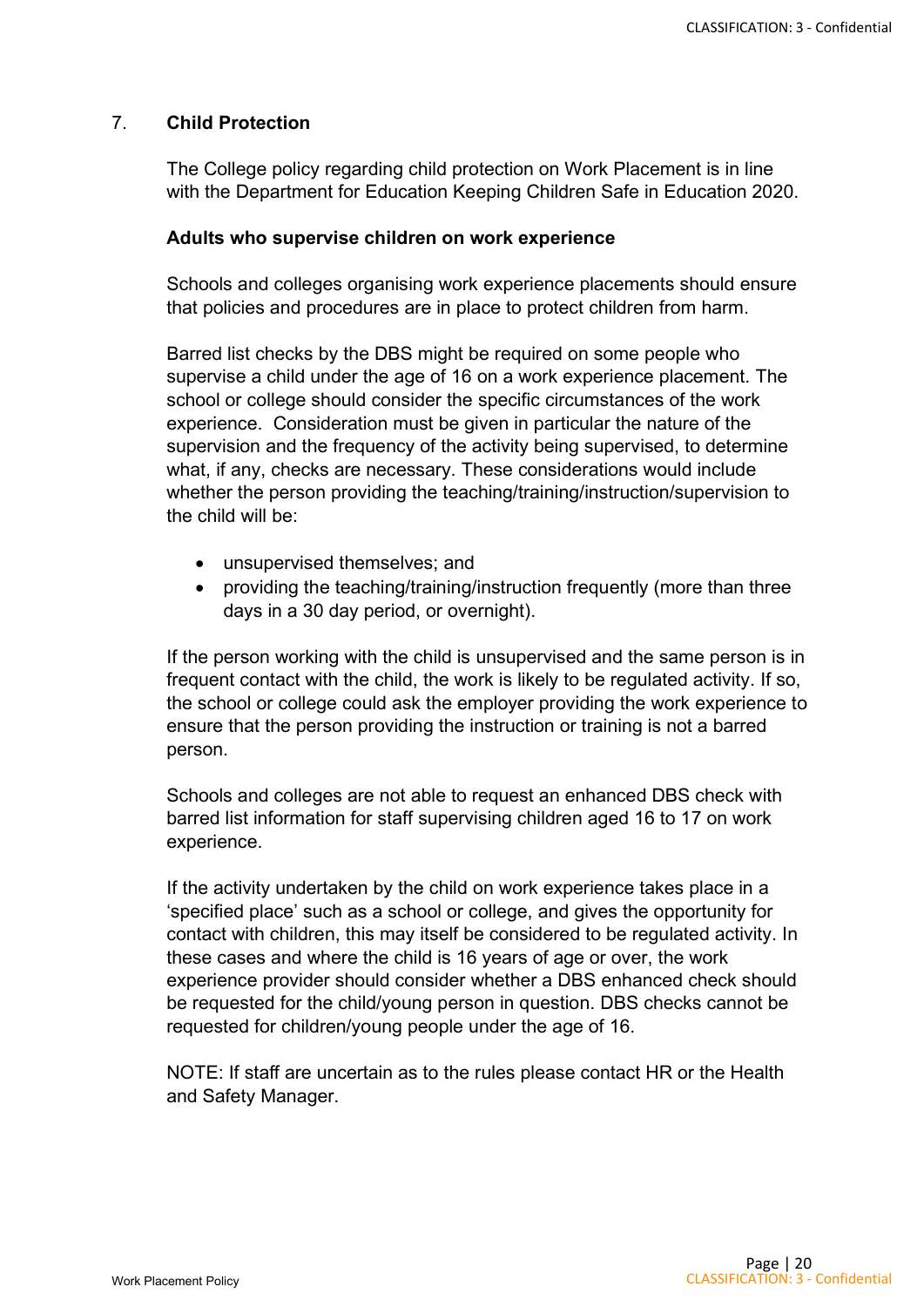## 7. Child Protection

The College policy regarding child protection on Work Placement is in line with the Department for Education Keeping Children Safe in Education 2020.

### Adults who supervise children on work experience

Schools and colleges organising work experience placements should ensure that policies and procedures are in place to protect children from harm.

Barred list checks by the DBS might be required on some people who supervise a child under the age of 16 on a work experience placement. The school or college should consider the specific circumstances of the work experience. Consideration must be given in particular the nature of the supervision and the frequency of the activity being supervised, to determine what, if any, checks are necessary. These considerations would include whether the person providing the teaching/training/instruction/supervision to the child will be:

- unsupervised themselves; and
- providing the teaching/training/instruction frequently (more than three days in a 30 day period, or overnight).

If the person working with the child is unsupervised and the same person is in frequent contact with the child, the work is likely to be regulated activity. If so, the school or college could ask the employer providing the work experience to ensure that the person providing the instruction or training is not a barred person.

Schools and colleges are not able to request an enhanced DBS check with barred list information for staff supervising children aged 16 to 17 on work experience.

If the activity undertaken by the child on work experience takes place in a 'specified place' such as a school or college, and gives the opportunity for contact with children, this may itself be considered to be regulated activity. In these cases and where the child is 16 years of age or over, the work experience provider should consider whether a DBS enhanced check should be requested for the child/young person in question. DBS checks cannot be requested for children/young people under the age of 16.

NOTE: If staff are uncertain as to the rules please contact HR or the Health and Safety Manager.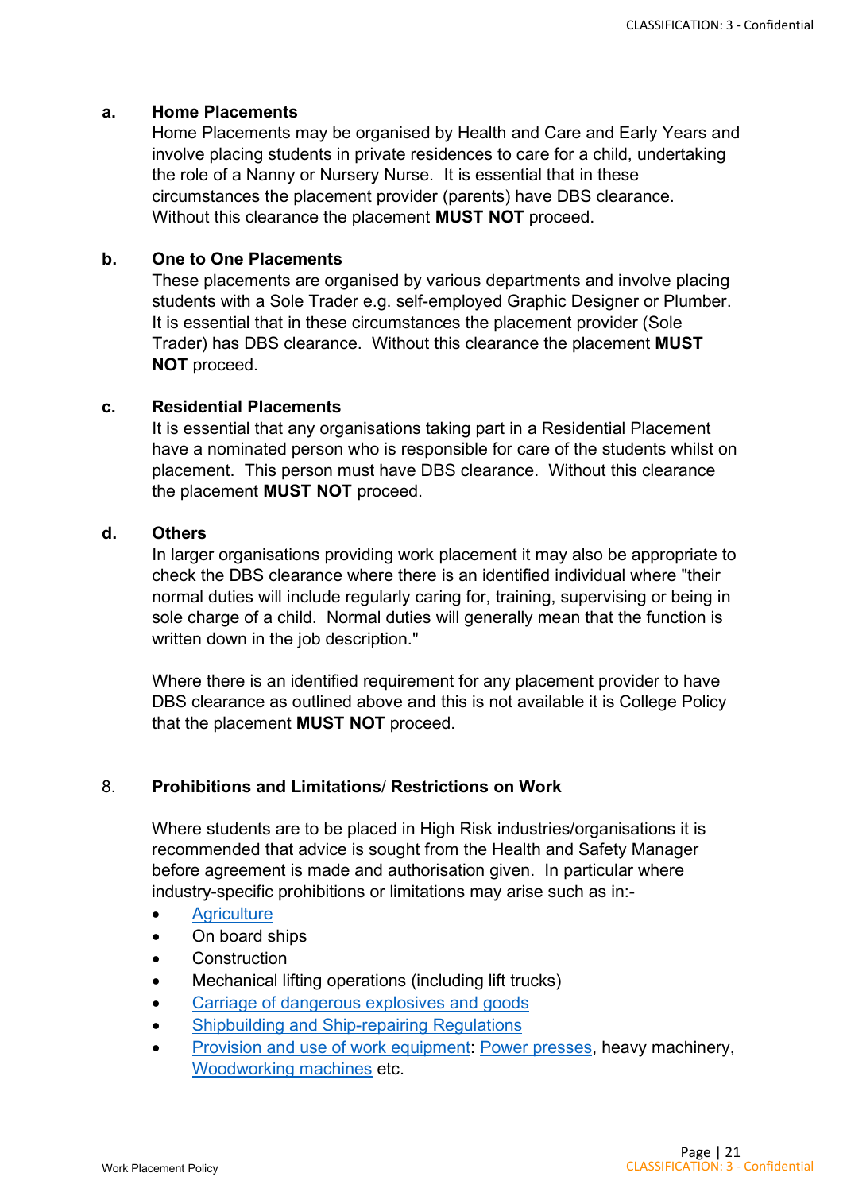**a. Home Placements**

Home Placements may be organised by Health and Care and Early Years and involve placing students in private residences to care for a child, undertaking the role of a Nanny or Nursery Nurse. It is essential that in these circumstances the placement provider (parents) have DBS clearance. Without this clearance the placement **MUST NOT** proceed.

**b. One to One Placements**

These placements are organised by various departments and involve placing students with a Sole Trader e.g. self-employed Graphic Designer or Plumber. It is essential that in these circumstances the placement provider (Sole Trader) has DBS clearance. Without this clearance the placement **MUST NOT** proceed.

**c. Residential Placements**

It is essential that any organisations taking part in a Residential Placement have a nominated person who is responsible for care of the students whilst on placement. This person must have DBS clearance. Without this clearance the placement **MUST NOT** proceed.

**d. Others**

In larger organisations providing work placement it may also be appropriate to check the DBS clearance where there is an identified individual where "their normal duties will include regularly caring for, training, supervising or being in sole charge of a child. Normal duties will generally mean that the function is written down in the job description."

Where there is an identified requirement for any placement provider to have DBS clearance as outlined above and this is not available it is College Policy that the placement **MUST NOT** proceed.

## 8. Prohibitions and Limitations/ Restrictions on Work

Where students are to be placed in High Risk industries/organisations it is recommended that advice is sought from the Health and Safety Manager before agreement is made and authorisation given. In particular where industry-specific prohibitions or limitations may arise such as in:-

- Agriculture
- On board ships
- Construction
- Mechanical lifting operations (including lift trucks)
- Carriage of dangerous explosives and goods
- Shipbuilding and Ship-repairing Regulations
- Provision and use of work equipment: Power presses, heavy machinery, Woodworking machines etc.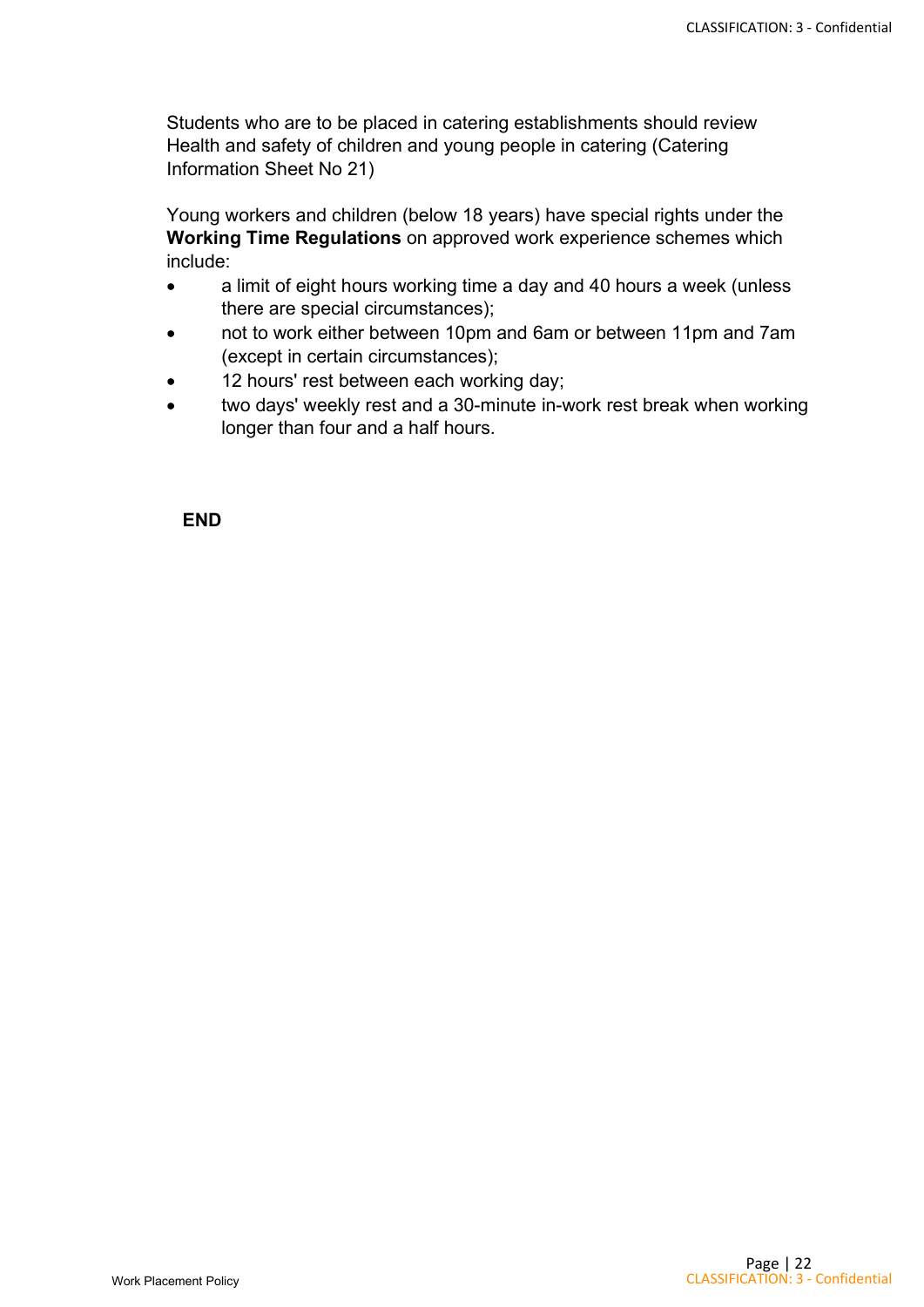Students who are to be placed in catering establishments should review Health and safety of children and young people in catering (Catering Information Sheet No 21)

Young workers and children (below 18 years) have special rights under the **Working Time Regulations** on approved work experience schemes which include:

- a limit of eight hours working time a day and 40 hours a week (unless there are special circumstances);
- not to work either between 10pm and 6am or between 11pm and 7am (except in certain circumstances);
- 12 hours' rest between each working day;
- two days' weekly rest and a 30-minute in-work rest break when working longer than four and a half hours.

**END**